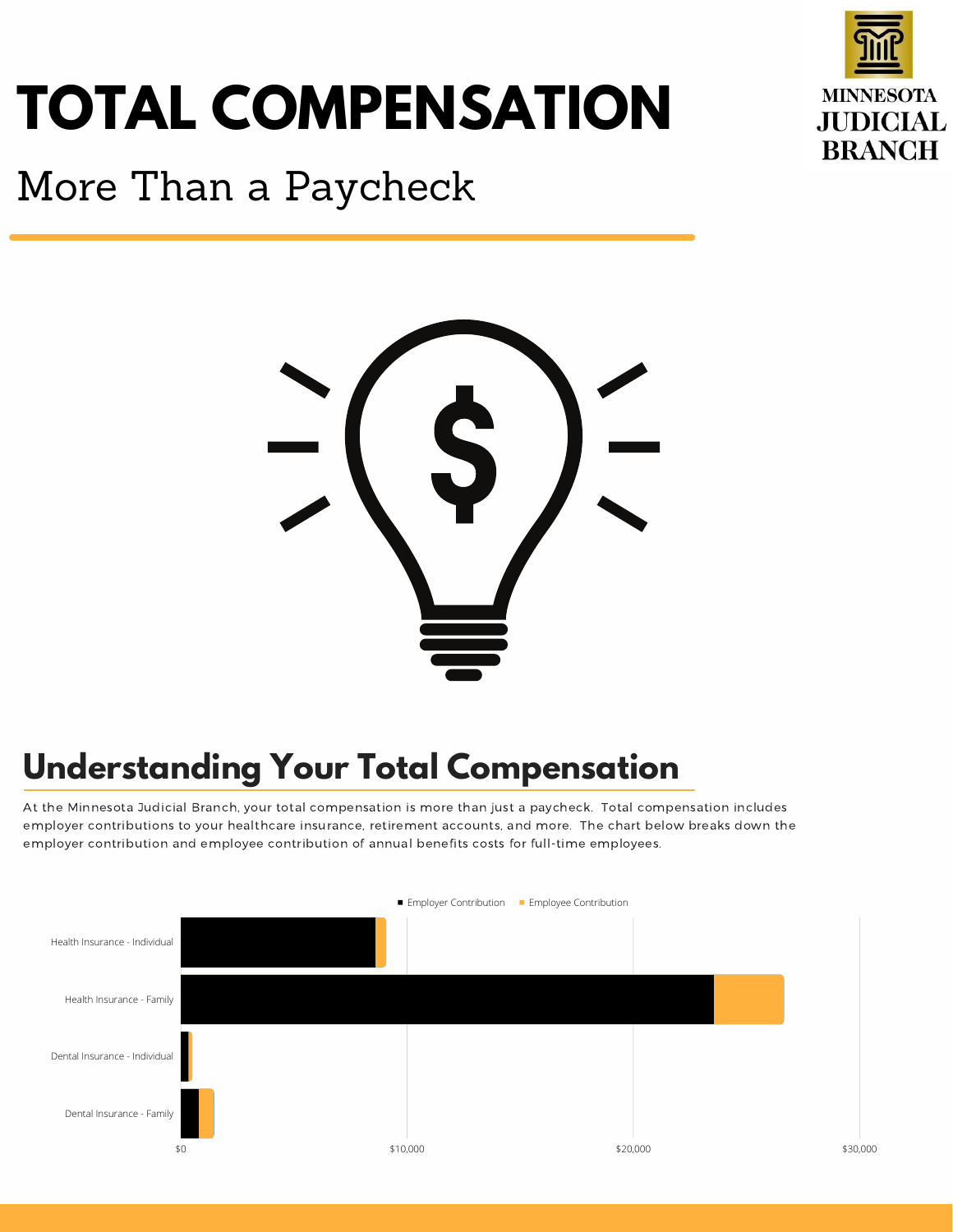# TOTAL COMPENSATION

More Than a Paycheck

MINNESOTA JUDICIAL BRANCH

## Understanding Your Total Compensation

At the Minnesota Judicial Branch, your total compensation is more than just a paycheck. Total compensation includes employer contributions to your healthcare insurance, retirement accounts, and more. The chart below breaks down the employer contribution and employee contribution of annual benefits costs for full-time employees.

Employer Contribution | Employee Contribution

Health Insurance - Individual

Health Insurance - Family

Dental Insurance - Individual

Dental Insurance - Family

$0 | $10,000 | $20,000 | $30,000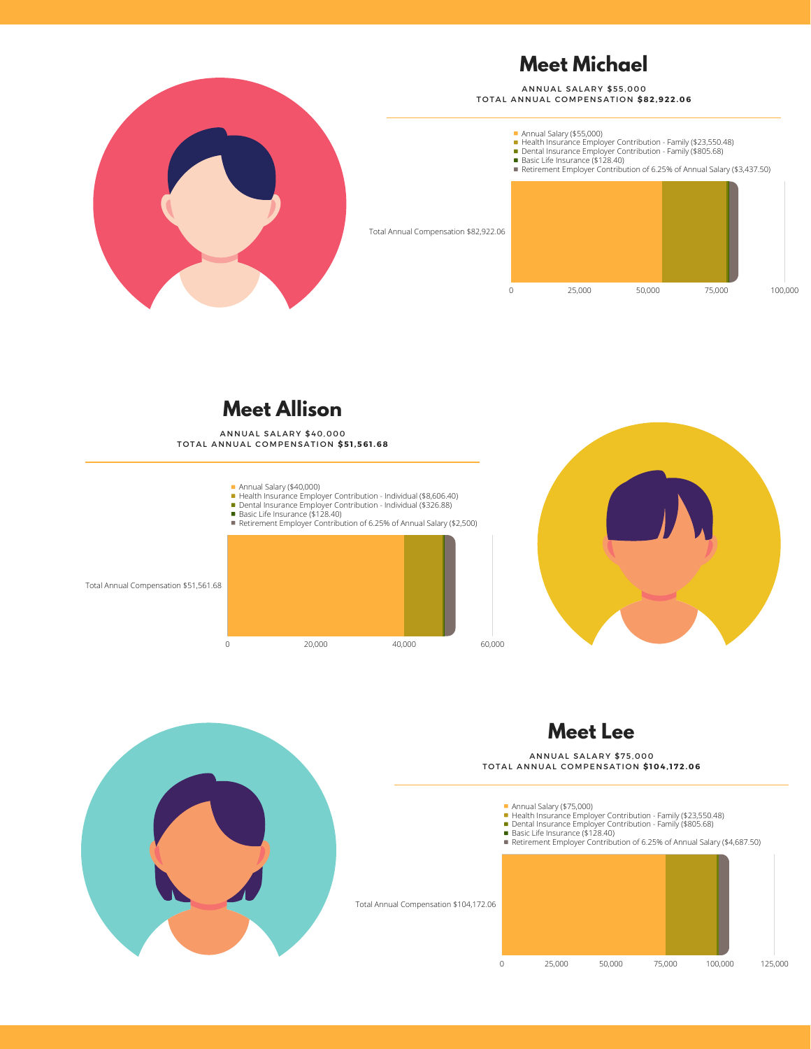## Meet Michael

ANNUAL SALARY $55,000
TOTAL ANNUAL COMPENSATION **$82,922.06**

- Annual Salary ($55,000)
- Health Insurance Employer Contribution - Family ($23,550.48)
- Dental Insurance Employer Contribution - Family ($805.68)
- Basic Life Insurance ($128.40)
- Retirement Employer Contribution of 6.25% of Annual Salary ($3,437.50)

Total Annual Compensation $82,922.06

0
25,000
50,000
75,000
100,000

## Meet Allison

ANNUAL SALARY $40,000
TOTAL ANNUAL COMPENSATION **$51,561.68**

- Annual Salary ($40,000)
- Health Insurance Employer Contribution - Individual ($8,606.40)
- Dental Insurance Employer Contribution - Individual ($326.88)
- Basic Life Insurance ($128.40)
- Retirement Employer Contribution of 6.25% of Annual Salary ($2,500)

Total Annual Compensation $51,561.68

0
20,000
40,000
60,000

## Meet Lee

ANNUAL SALARY $75,000
TOTAL ANNUAL COMPENSATION **$104,172.06**

- Annual Salary ($75,000)
- Health Insurance Employer Contribution - Family ($23,550.48)
- Dental Insurance Employer Contribution - Family ($805.68)
- Basic Life Insurance ($128.40)
- Retirement Employer Contribution of 6.25% of Annual Salary ($4,687.50)

Total Annual Compensation $104,172.06

0
25,000
50,000
75,000
100,000
125,000